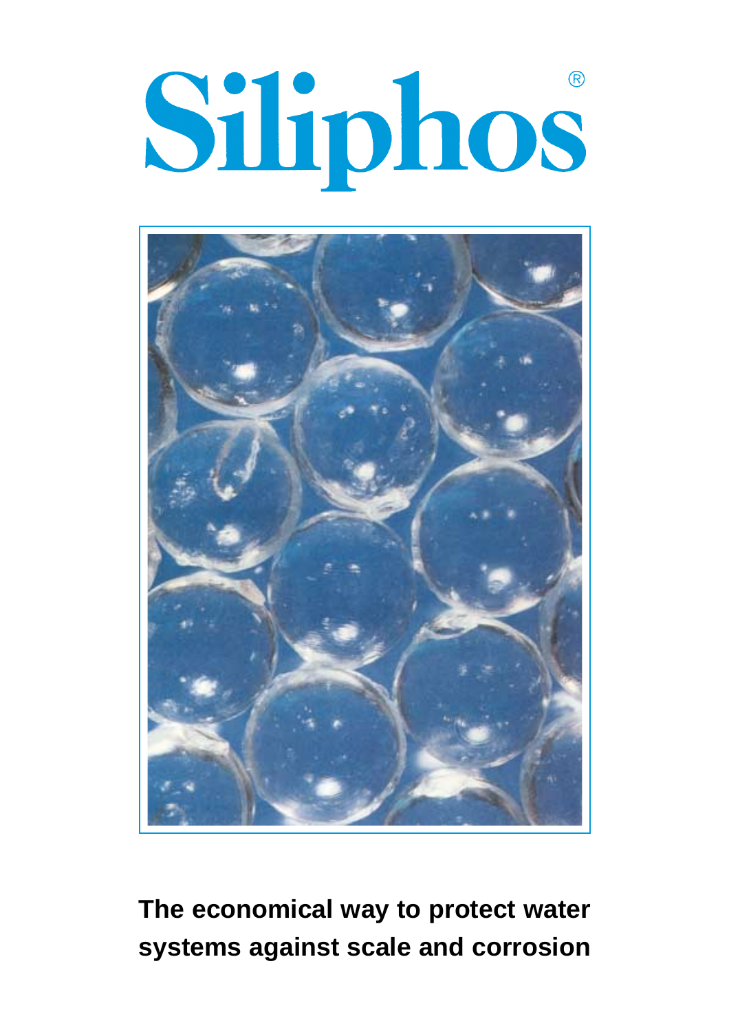# Siliphos®

**The economical way to protect water systems against scale and corrosion**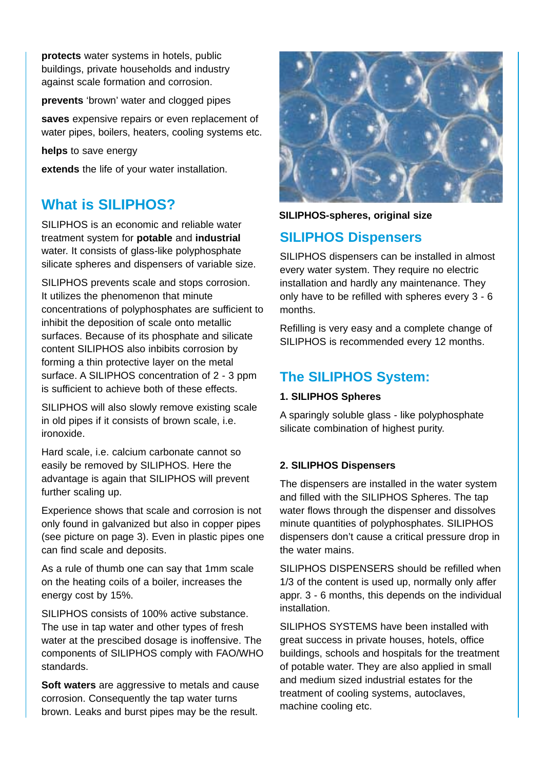**protects** water systems in hotels, public buildings, private households and industry against scale formation and corrosion.

**prevents** 'brown' water and clogged pipes

**saves** expensive repairs or even replacement of water pipes, boilers, heaters, cooling systems etc.

**helps** to save energy

**extends** the life of your water installation.

## What is SILIPHOS?

SILIPHOS is an economic and reliable water treatment system for **potable** and **industrial** water. It consists of glass-like polyphosphate silicate spheres and dispensers of variable size.

SILIPHOS prevents scale and stops corrosion. It utilizes the phenomenon that minute concentrations of polyphosphates are sufficient to inhibit the deposition of scale onto metallic surfaces. Because of its phosphate and silicate content SILIPHOS also inbibits corrosion by forming a thin protective layer on the metal surface. A SILIPHOS concentration of 2 - 3 ppm is sufficient to achieve both of these effects.

SILIPHOS will also slowly remove existing scale in old pipes if it consists of brown scale, i.e. ironoxide.

Hard scale, i.e. calcium carbonate cannot so easily be removed by SILIPHOS. Here the advantage is again that SILIPHOS will prevent further scaling up.

Experience shows that scale and corrosion is not only found in galvanized but also in copper pipes (see picture on page 3). Even in plastic pipes one can find scale and deposits.

As a rule of thumb one can say that 1mm scale on the heating coils of a boiler, increases the energy cost by 15%.

SILIPHOS consists of 100% active substance. The use in tap water and other types of fresh water at the prescibed dosage is inoffensive. The components of SILIPHOS comply with FAO/WHO standards.

**Soft waters** are aggressive to metals and cause corrosion. Consequently the tap water turns brown. Leaks and burst pipes may be the result.

**SILIPHOS-spheres, original size**

## SILIPHOS Dispensers

SILIPHOS dispensers can be installed in almost every water system. They require no electric installation and hardly any maintenance. They only have to be refilled with spheres every 3 - 6 months.

Refilling is very easy and a complete change of SILIPHOS is recommended every 12 months.

## The SILIPHOS System:

**1. SILIPHOS Spheres**

A sparingly soluble glass - like polyphosphate silicate combination of highest purity.

**2. SILIPHOS Dispensers**

The dispensers are installed in the water system and filled with the SILIPHOS Spheres. The tap water flows through the dispenser and dissolves minute quantities of polyphosphates. SILIPHOS dispensers don't cause a critical pressure drop in the water mains.

SILIPHOS DISPENSERS should be refilled when 1/3 of the content is used up, normally only affer appr. 3 - 6 months, this depends on the individual installation.

SILIPHOS SYSTEMS have been installed with great success in private houses, hotels, office buildings, schools and hospitals for the treatment of potable water. They are also applied in small and medium sized industrial estates for the treatment of cooling systems, autoclaves, machine cooling etc.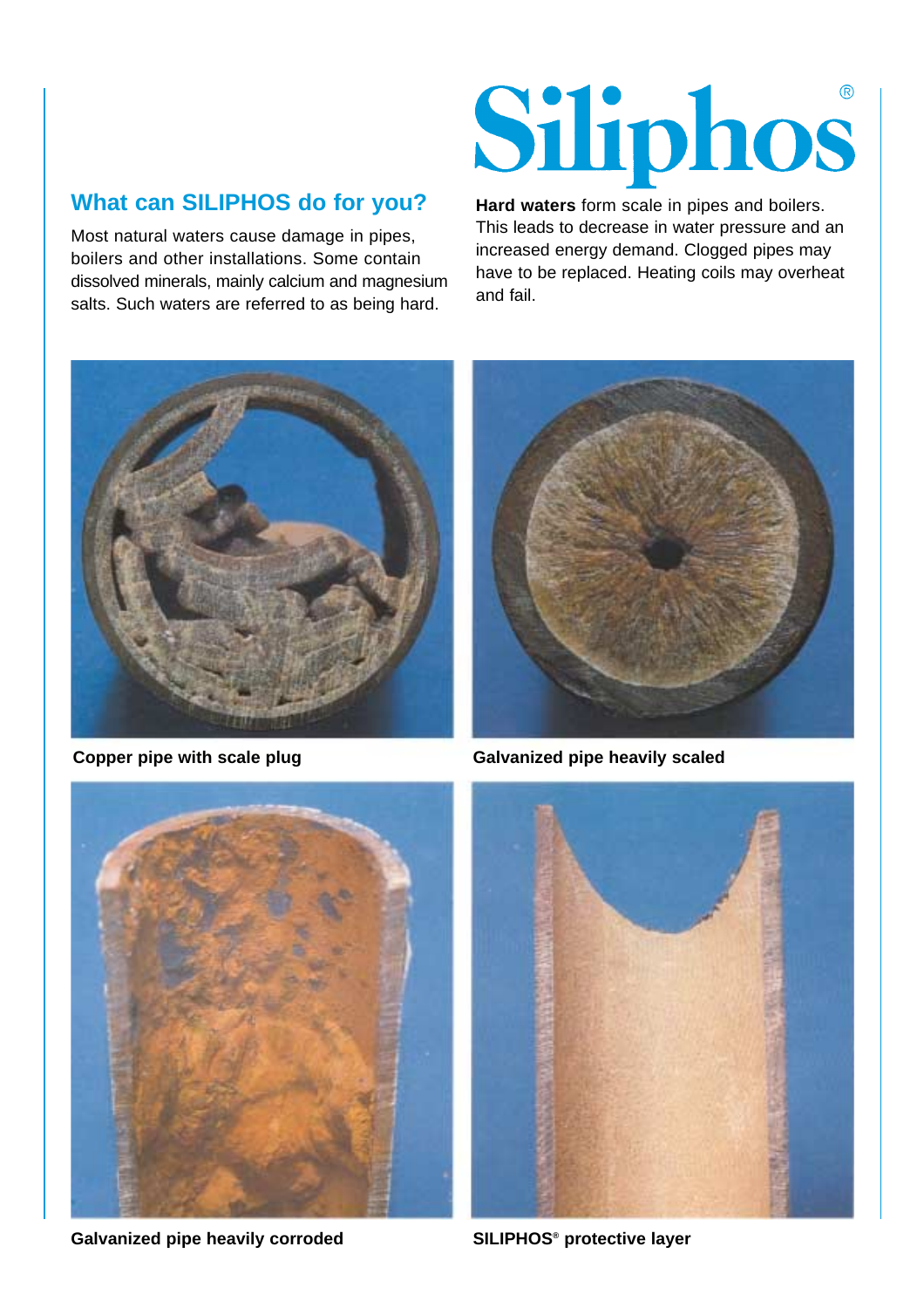# Siliphos®

## What can SILIPHOS do for you?

Most natural waters cause damage in pipes, boilers and other installations. Some contain dissolved minerals, mainly calcium and magnesium salts. Such waters are referred to as being hard.

**Hard waters** form scale in pipes and boilers. This leads to decrease in water pressure and an increased energy demand. Clogged pipes may have to be replaced. Heating coils may overheat and fail.

**Copper pipe with scale plug**

**Galvanized pipe heavily scaled**

**Galvanized pipe heavily corroded**

**SILIPHOS® protective layer**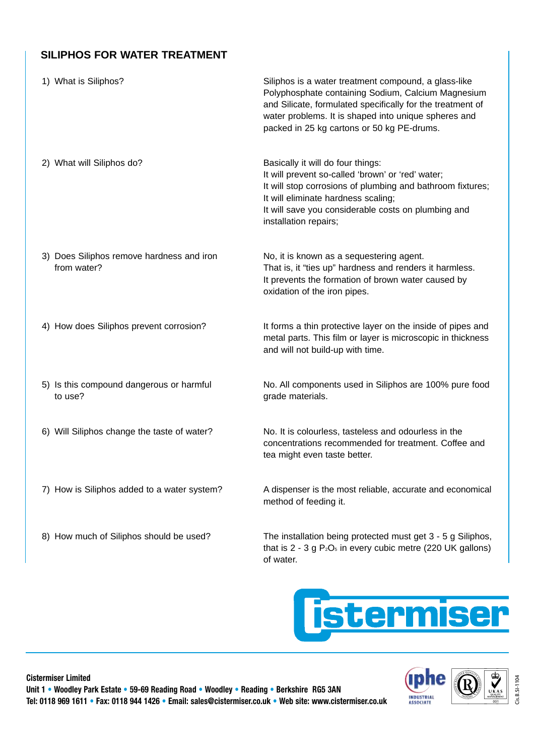## SILIPHOS FOR WATER TREATMENT

| | |
|---|---|
| 1) What is Siliphos? | Siliphos is a water treatment compound, a glass-like Polyphosphate containing Sodium, Calcium Magnesium and Silicate, formulated specifically for the treatment of water problems. It is shaped into unique spheres and packed in 25 kg cartons or 50 kg PE-drums. |
| 2) What will Siliphos do? | Basically it will do four things:<br>It will prevent so-called 'brown' or 'red' water;<br>It will stop corrosions of plumbing and bathroom fixtures;<br>It will eliminate hardness scaling;<br>It will save you considerable costs on plumbing and installation repairs; |
| 3) Does Siliphos remove hardness and iron from water? | No, it is known as a sequestering agent.<br>That is, it "ties up" hardness and renders it harmless.<br>It prevents the formation of brown water caused by oxidation of the iron pipes. |
| 4) How does Siliphos prevent corrosion? | It forms a thin protective layer on the inside of pipes and metal parts. This film or layer is microscopic in thickness and will not build-up with time. |
| 5) Is this compound dangerous or harmful to use? | No. All components used in Siliphos are 100% pure food grade materials. |
| 6) Will Siliphos change the taste of water? | No. It is colourless, tasteless and odourless in the concentrations recommended for treatment. Coffee and tea might even taste better. |
| 7) How is Siliphos added to a water system? | A dispenser is the most reliable, accurate and economical method of feeding it. |
| 8) How much of Siliphos should be used? | The installation being protected must get 3 - 5 g Siliphos, that is 2 - 3 g $P_2O_5$ in every cubic metre (220 UK gallons) of water. |

cistermiser

**Cistermiser Limited**
**Unit 1 • Woodley Park Estate • 59-69 Reading Road • Woodley • Reading • Berkshire RG5 3AN**
**Tel: 0118 969 1611 • Fax: 0118 944 1426 • Email: sales@cistermiser.co.uk • Web site: www.cistermiser.co.uk**

Cis.B.SI-1104